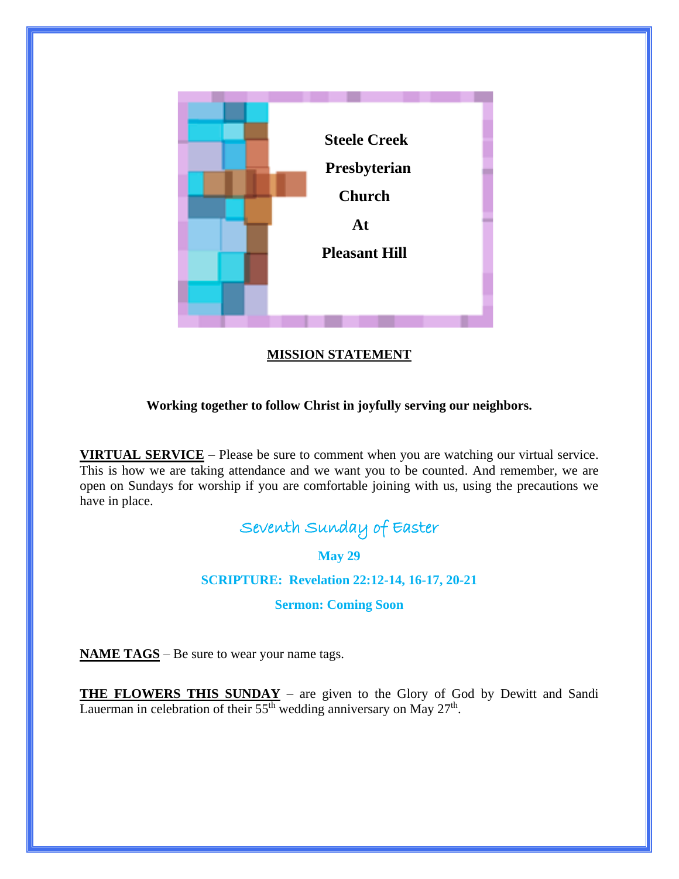**Steele Creek**

**Presbyterian**

**Church**

**At**

**Pleasant Hill**

## MISSION STATEMENT

**Working together to follow Christ in joyfully serving our neighbors.**

**VIRTUAL SERVICE** – Please be sure to comment when you are watching our virtual service. This is how we are taking attendance and we want you to be counted. And remember, we are open on Sundays for worship if you are comfortable joining with us, using the precautions we have in place.

## Seventh Sunday of Easter

**May 29**

**SCRIPTURE: Revelation 22:12-14, 16-17, 20-21**

**Sermon: Coming Soon**

**NAME TAGS** – Be sure to wear your name tags.

**THE FLOWERS THIS SUNDAY** – are given to the Glory of God by Dewitt and Sandi Lauerman in celebration of their 55th wedding anniversary on May 27th.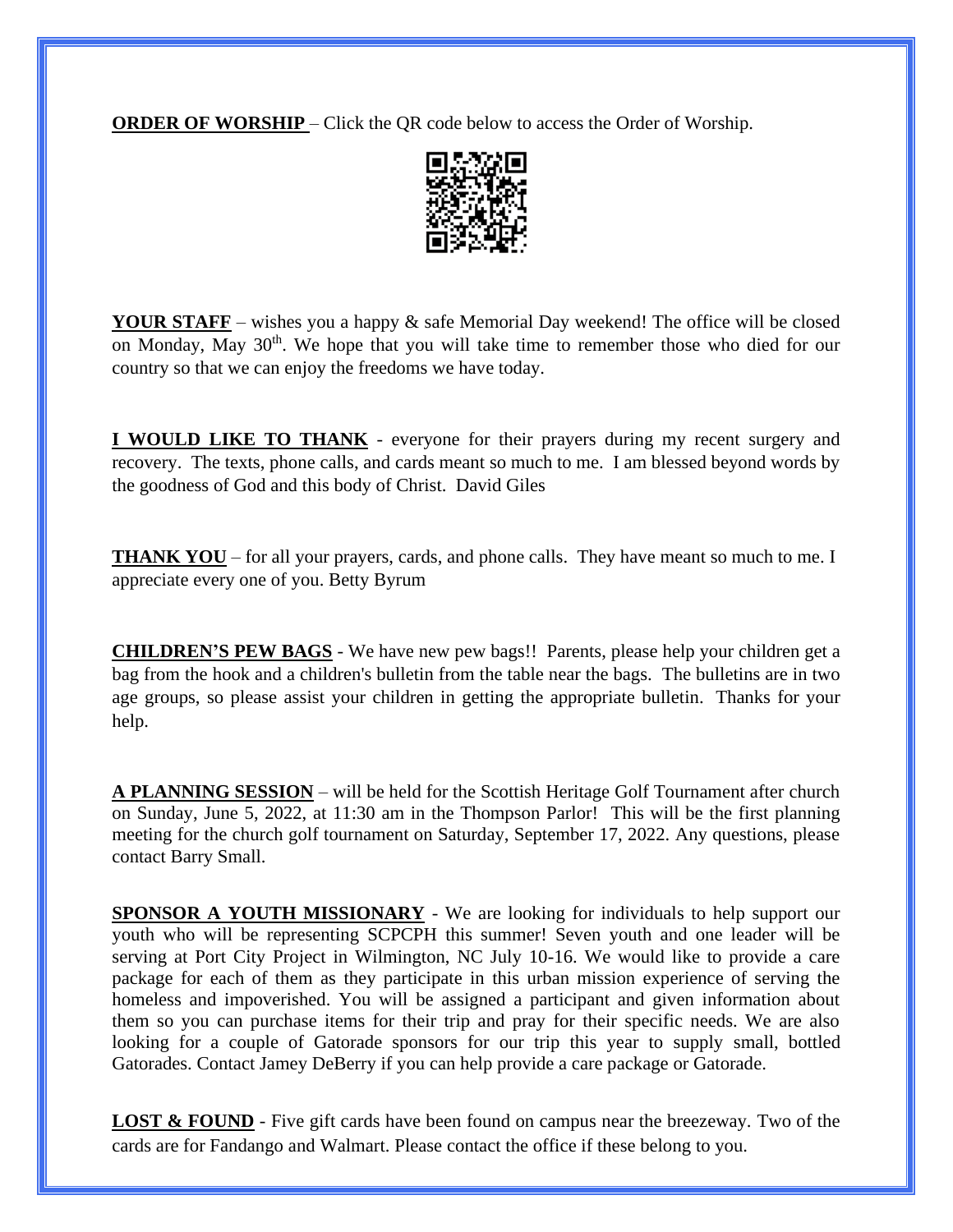**ORDER OF WORSHIP** – Click the QR code below to access the Order of Worship.

**YOUR STAFF** – wishes you a happy & safe Memorial Day weekend! The office will be closed on Monday, May 30th. We hope that you will take time to remember those who died for our country so that we can enjoy the freedoms we have today.

**I WOULD LIKE TO THANK** - everyone for their prayers during my recent surgery and recovery. The texts, phone calls, and cards meant so much to me. I am blessed beyond words by the goodness of God and this body of Christ. David Giles

**THANK YOU** – for all your prayers, cards, and phone calls. They have meant so much to me. I appreciate every one of you. Betty Byrum

**CHILDREN'S PEW BAGS** - We have new pew bags!! Parents, please help your children get a bag from the hook and a children's bulletin from the table near the bags. The bulletins are in two age groups, so please assist your children in getting the appropriate bulletin. Thanks for your help.

**A PLANNING SESSION** – will be held for the Scottish Heritage Golf Tournament after church on Sunday, June 5, 2022, at 11:30 am in the Thompson Parlor! This will be the first planning meeting for the church golf tournament on Saturday, September 17, 2022. Any questions, please contact Barry Small.

**SPONSOR A YOUTH MISSIONARY** - We are looking for individuals to help support our youth who will be representing SCPCPH this summer! Seven youth and one leader will be serving at Port City Project in Wilmington, NC July 10-16. We would like to provide a care package for each of them as they participate in this urban mission experience of serving the homeless and impoverished. You will be assigned a participant and given information about them so you can purchase items for their trip and pray for their specific needs. We are also looking for a couple of Gatorade sponsors for our trip this year to supply small, bottled Gatorades. Contact Jamey DeBerry if you can help provide a care package or Gatorade.

**LOST & FOUND** - Five gift cards have been found on campus near the breezeway. Two of the cards are for Fandango and Walmart. Please contact the office if these belong to you.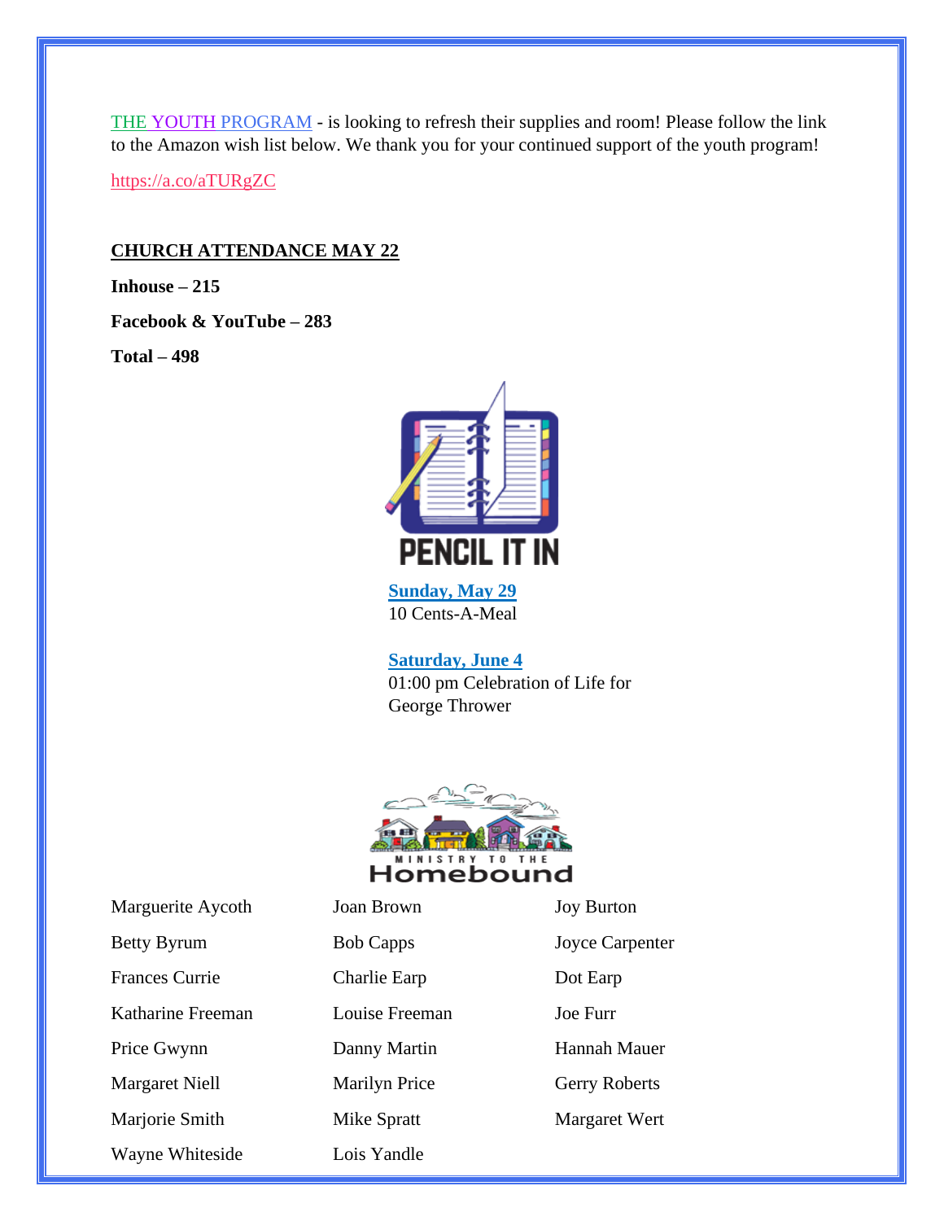THE YOUTH PROGRAM - is looking to refresh their supplies and room! Please follow the link to the Amazon wish list below. We thank you for your continued support of the youth program!

https://a.co/aTURgZC

**CHURCH ATTENDANCE MAY 22**

**Inhouse – 215**

**Facebook & YouTube – 283**

**Total – 498**

PENCIL IT IN

**Sunday, May 29**
10 Cents-A-Meal

**Saturday, June 4**
01:00 pm Celebration of Life for George Thrower

MINISTRY TO THE Homebound

| | | |
|---|---|---|
| Marguerite Aycoth | Joan Brown | Joy Burton |
| Betty Byrum | Bob Capps | Joyce Carpenter |
| Frances Currie | Charlie Earp | Dot Earp |
| Katharine Freeman | Louise Freeman | Joe Furr |
| Price Gwynn | Danny Martin | Hannah Mauer |
| Margaret Niell | Marilyn Price | Gerry Roberts |
| Marjorie Smith | Mike Spratt | Margaret Wert |
| Wayne Whiteside | Lois Yandle | |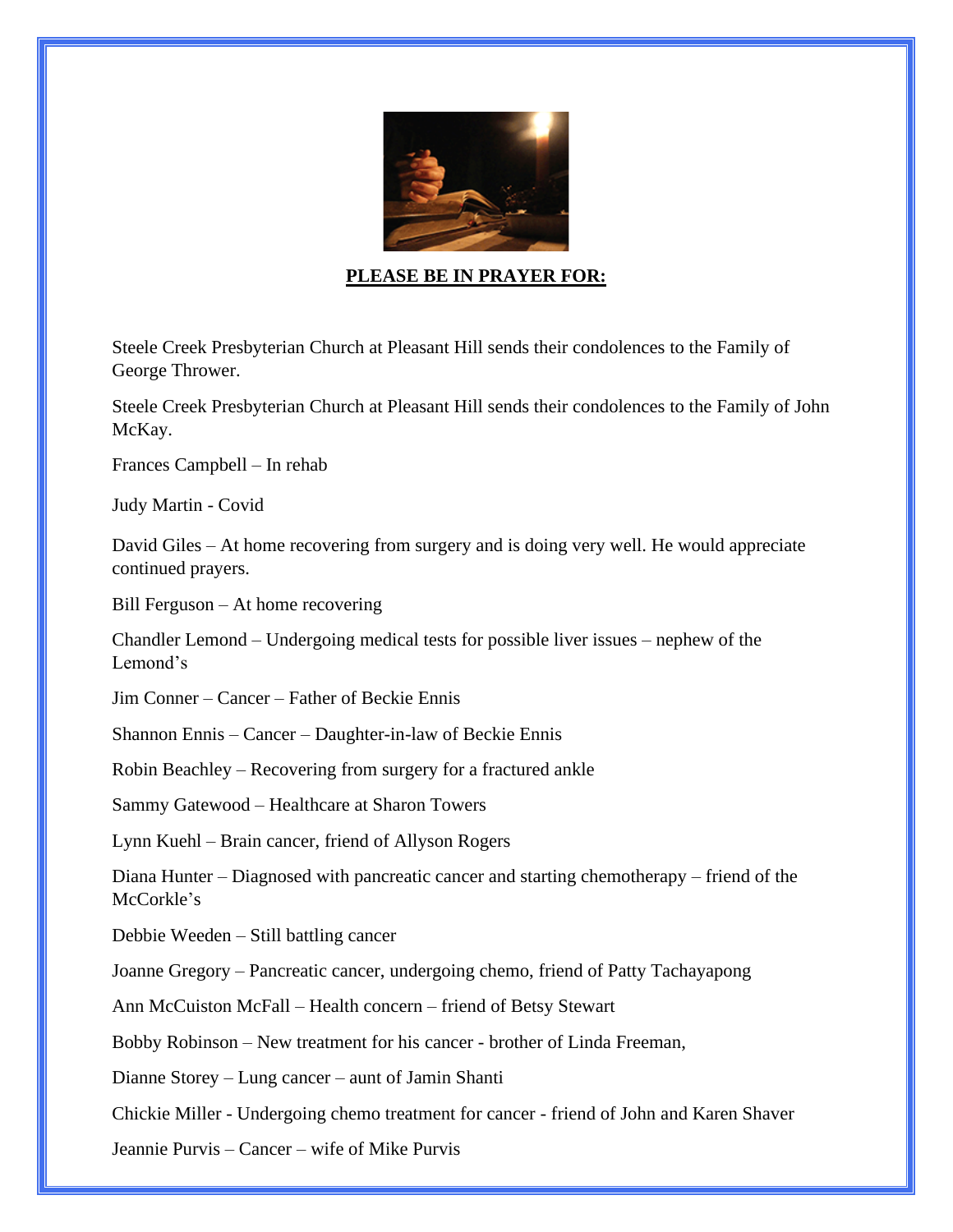**PLEASE BE IN PRAYER FOR:**

Steele Creek Presbyterian Church at Pleasant Hill sends their condolences to the Family of George Thrower.

Steele Creek Presbyterian Church at Pleasant Hill sends their condolences to the Family of John McKay.

Frances Campbell – In rehab

Judy Martin - Covid

David Giles – At home recovering from surgery and is doing very well. He would appreciate continued prayers.

Bill Ferguson – At home recovering

Chandler Lemond – Undergoing medical tests for possible liver issues – nephew of the Lemond's

Jim Conner – Cancer – Father of Beckie Ennis

Shannon Ennis – Cancer – Daughter-in-law of Beckie Ennis

Robin Beachley – Recovering from surgery for a fractured ankle

Sammy Gatewood – Healthcare at Sharon Towers

Lynn Kuehl – Brain cancer, friend of Allyson Rogers

Diana Hunter – Diagnosed with pancreatic cancer and starting chemotherapy – friend of the McCorkle's

Debbie Weeden – Still battling cancer

Joanne Gregory – Pancreatic cancer, undergoing chemo, friend of Patty Tachayapong

Ann McCuiston McFall – Health concern – friend of Betsy Stewart

Bobby Robinson – New treatment for his cancer - brother of Linda Freeman,

Dianne Storey – Lung cancer – aunt of Jamin Shanti

Chickie Miller - Undergoing chemo treatment for cancer - friend of John and Karen Shaver

Jeannie Purvis – Cancer – wife of Mike Purvis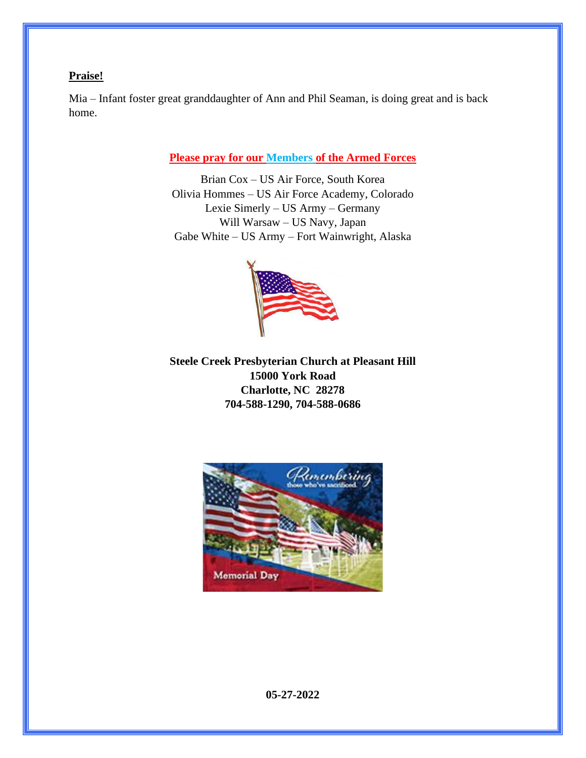**Praise!**

Mia – Infant foster great granddaughter of Ann and Phil Seaman, is doing great and is back home.

**Please pray for our Members of the Armed Forces**

Brian Cox – US Air Force, South Korea
Olivia Hommes – US Air Force Academy, Colorado
Lexie Simerly – US Army – Germany
Will Warsaw – US Navy, Japan
Gabe White – US Army – Fort Wainwright, Alaska

**Steele Creek Presbyterian Church at Pleasant Hill**
**15000 York Road**
**Charlotte, NC 28278**
**704-588-1290, 704-588-0686**

**05-27-2022**